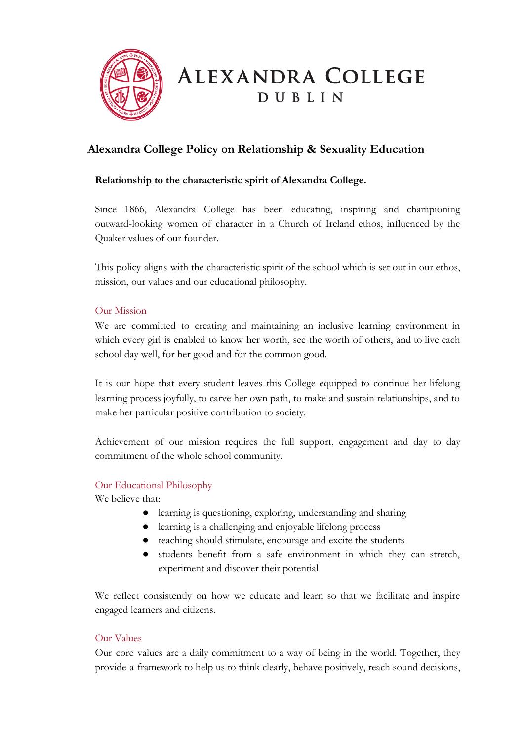# Alexandra College Dublin

## Alexandra College Policy on Relationship & Sexuality Education

**Relationship to the characteristic spirit of Alexandra College.**

Since 1866, Alexandra College has been educating, inspiring and championing outward-looking women of character in a Church of Ireland ethos, influenced by the Quaker values of our founder.

This policy aligns with the characteristic spirit of the school which is set out in our ethos, mission, our values and our educational philosophy.

### Our Mission

We are committed to creating and maintaining an inclusive learning environment in which every girl is enabled to know her worth, see the worth of others, and to live each school day well, for her good and for the common good.

It is our hope that every student leaves this College equipped to continue her lifelong learning process joyfully, to carve her own path, to make and sustain relationships, and to make her particular positive contribution to society.

Achievement of our mission requires the full support, engagement and day to day commitment of the whole school community.

### Our Educational Philosophy

We believe that:

- learning is questioning, exploring, understanding and sharing
- learning is a challenging and enjoyable lifelong process
- teaching should stimulate, encourage and excite the students
- students benefit from a safe environment in which they can stretch, experiment and discover their potential

We reflect consistently on how we educate and learn so that we facilitate and inspire engaged learners and citizens.

### Our Values

Our core values are a daily commitment to a way of being in the world. Together, they provide a framework to help us to think clearly, behave positively, reach sound decisions,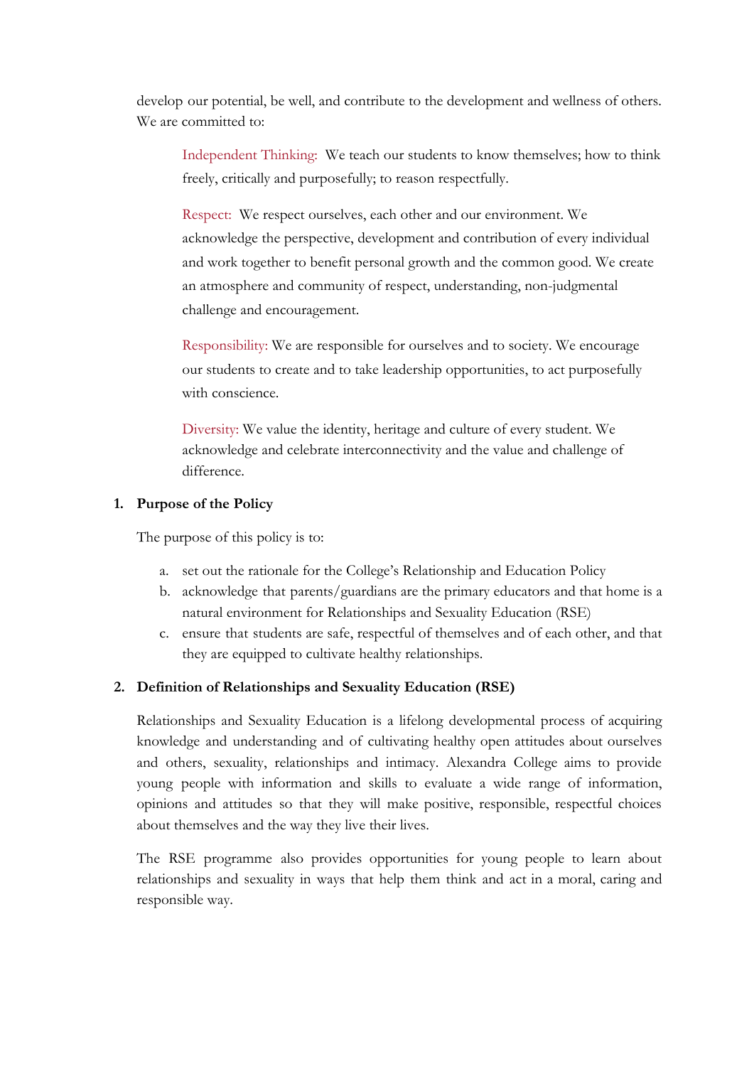develop our potential, be well, and contribute to the development and wellness of others. We are committed to:

> Independent Thinking: We teach our students to know themselves; how to think freely, critically and purposefully; to reason respectfully.
>
> Respect: We respect ourselves, each other and our environment. We acknowledge the perspective, development and contribution of every individual and work together to benefit personal growth and the common good. We create an atmosphere and community of respect, understanding, non-judgmental challenge and encouragement.
>
> Responsibility: We are responsible for ourselves and to society. We encourage our students to create and to take leadership opportunities, to act purposefully with conscience.
>
> Diversity: We value the identity, heritage and culture of every student. We acknowledge and celebrate interconnectivity and the value and challenge of difference.

## 1. Purpose of the Policy

The purpose of this policy is to:

a. set out the rationale for the College's Relationship and Education Policy
b. acknowledge that parents/guardians are the primary educators and that home is a natural environment for Relationships and Sexuality Education (RSE)
c. ensure that students are safe, respectful of themselves and of each other, and that they are equipped to cultivate healthy relationships.

## 2. Definition of Relationships and Sexuality Education (RSE)

Relationships and Sexuality Education is a lifelong developmental process of acquiring knowledge and understanding and of cultivating healthy open attitudes about ourselves and others, sexuality, relationships and intimacy. Alexandra College aims to provide young people with information and skills to evaluate a wide range of information, opinions and attitudes so that they will make positive, responsible, respectful choices about themselves and the way they live their lives.

The RSE programme also provides opportunities for young people to learn about relationships and sexuality in ways that help them think and act in a moral, caring and responsible way.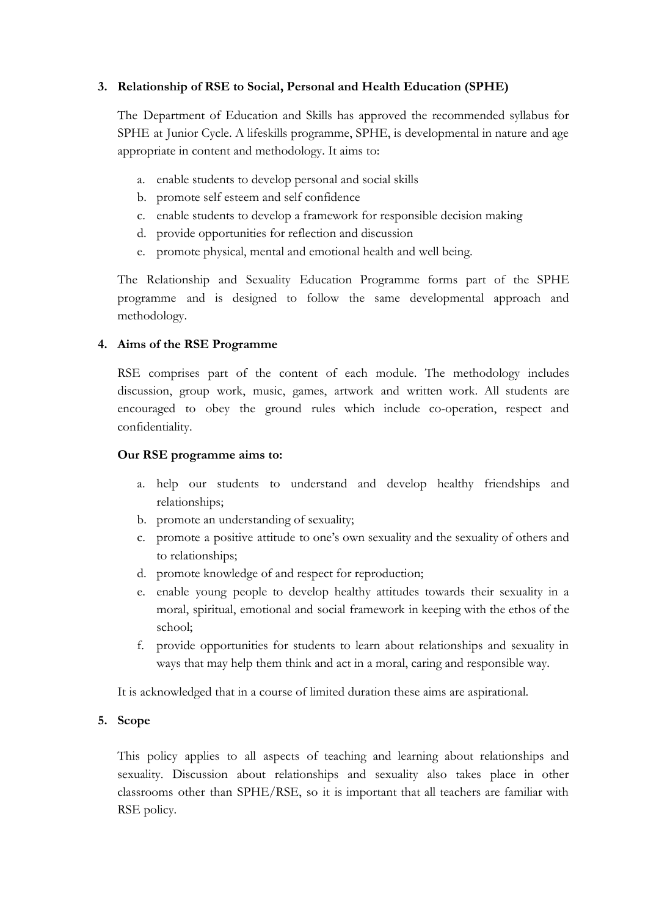## 3. Relationship of RSE to Social, Personal and Health Education (SPHE)

The Department of Education and Skills has approved the recommended syllabus for SPHE at Junior Cycle. A lifeskills programme, SPHE, is developmental in nature and age appropriate in content and methodology. It aims to:

a. enable students to develop personal and social skills
b. promote self esteem and self confidence
c. enable students to develop a framework for responsible decision making
d. provide opportunities for reflection and discussion
e. promote physical, mental and emotional health and well being.

The Relationship and Sexuality Education Programme forms part of the SPHE programme and is designed to follow the same developmental approach and methodology.

## 4. Aims of the RSE Programme

RSE comprises part of the content of each module. The methodology includes discussion, group work, music, games, artwork and written work. All students are encouraged to obey the ground rules which include co-operation, respect and confidentiality.

**Our RSE programme aims to:**

a. help our students to understand and develop healthy friendships and relationships;
b. promote an understanding of sexuality;
c. promote a positive attitude to one's own sexuality and the sexuality of others and to relationships;
d. promote knowledge of and respect for reproduction;
e. enable young people to develop healthy attitudes towards their sexuality in a moral, spiritual, emotional and social framework in keeping with the ethos of the school;
f. provide opportunities for students to learn about relationships and sexuality in ways that may help them think and act in a moral, caring and responsible way.

It is acknowledged that in a course of limited duration these aims are aspirational.

## 5. Scope

This policy applies to all aspects of teaching and learning about relationships and sexuality. Discussion about relationships and sexuality also takes place in other classrooms other than SPHE/RSE, so it is important that all teachers are familiar with RSE policy.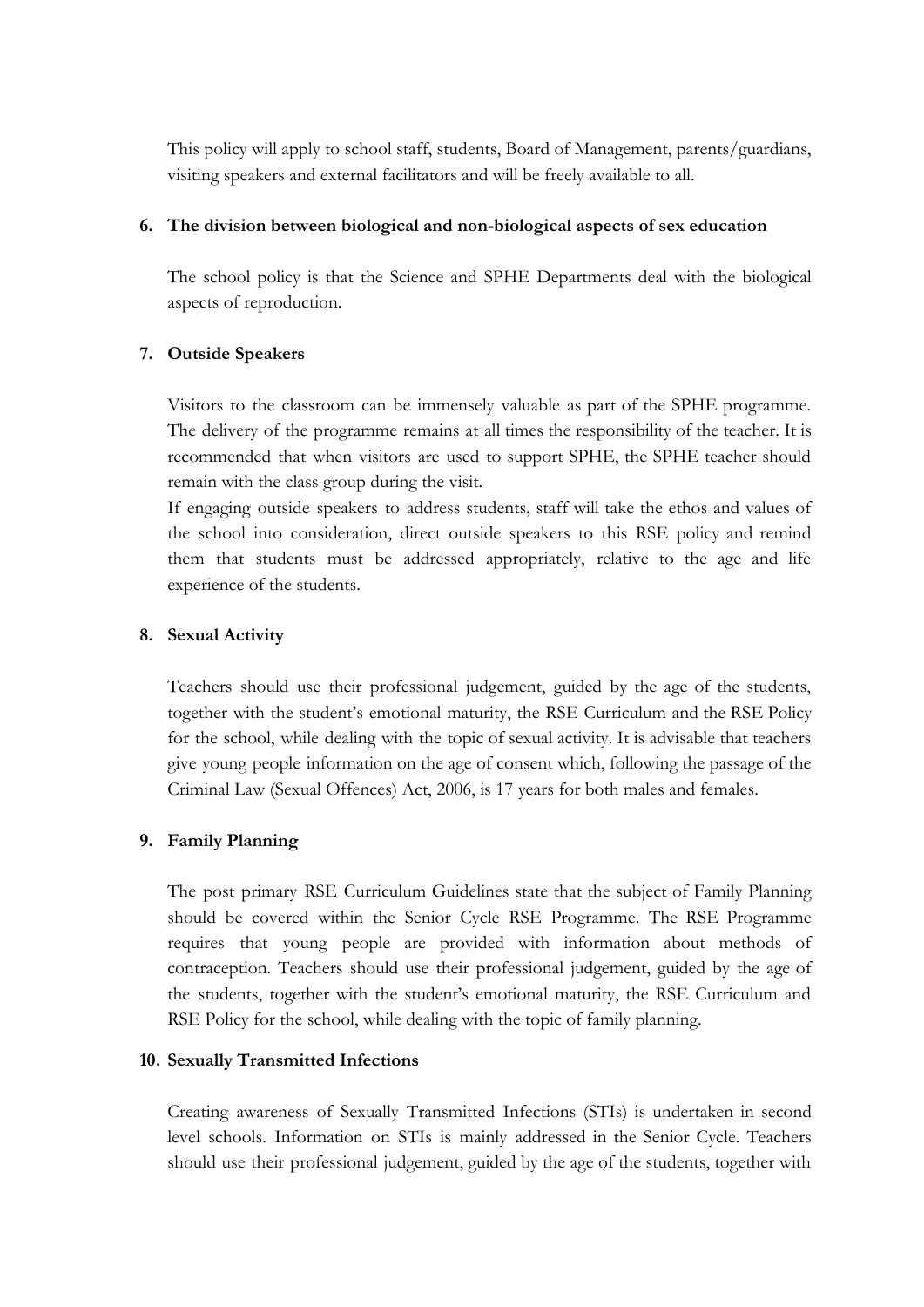This policy will apply to school staff, students, Board of Management, parents/guardians, visiting speakers and external facilitators and will be freely available to all.

## 6. The division between biological and non-biological aspects of sex education

The school policy is that the Science and SPHE Departments deal with the biological aspects of reproduction.

## 7. Outside Speakers

Visitors to the classroom can be immensely valuable as part of the SPHE programme. The delivery of the programme remains at all times the responsibility of the teacher. It is recommended that when visitors are used to support SPHE, the SPHE teacher should remain with the class group during the visit.

If engaging outside speakers to address students, staff will take the ethos and values of the school into consideration, direct outside speakers to this RSE policy and remind them that students must be addressed appropriately, relative to the age and life experience of the students.

## 8. Sexual Activity

Teachers should use their professional judgement, guided by the age of the students, together with the student's emotional maturity, the RSE Curriculum and the RSE Policy for the school, while dealing with the topic of sexual activity. It is advisable that teachers give young people information on the age of consent which, following the passage of the Criminal Law (Sexual Offences) Act, 2006, is 17 years for both males and females.

## 9. Family Planning

The post primary RSE Curriculum Guidelines state that the subject of Family Planning should be covered within the Senior Cycle RSE Programme. The RSE Programme requires that young people are provided with information about methods of contraception. Teachers should use their professional judgement, guided by the age of the students, together with the student's emotional maturity, the RSE Curriculum and RSE Policy for the school, while dealing with the topic of family planning.

## 10. Sexually Transmitted Infections

Creating awareness of Sexually Transmitted Infections (STIs) is undertaken in second level schools. Information on STIs is mainly addressed in the Senior Cycle. Teachers should use their professional judgement, guided by the age of the students, together with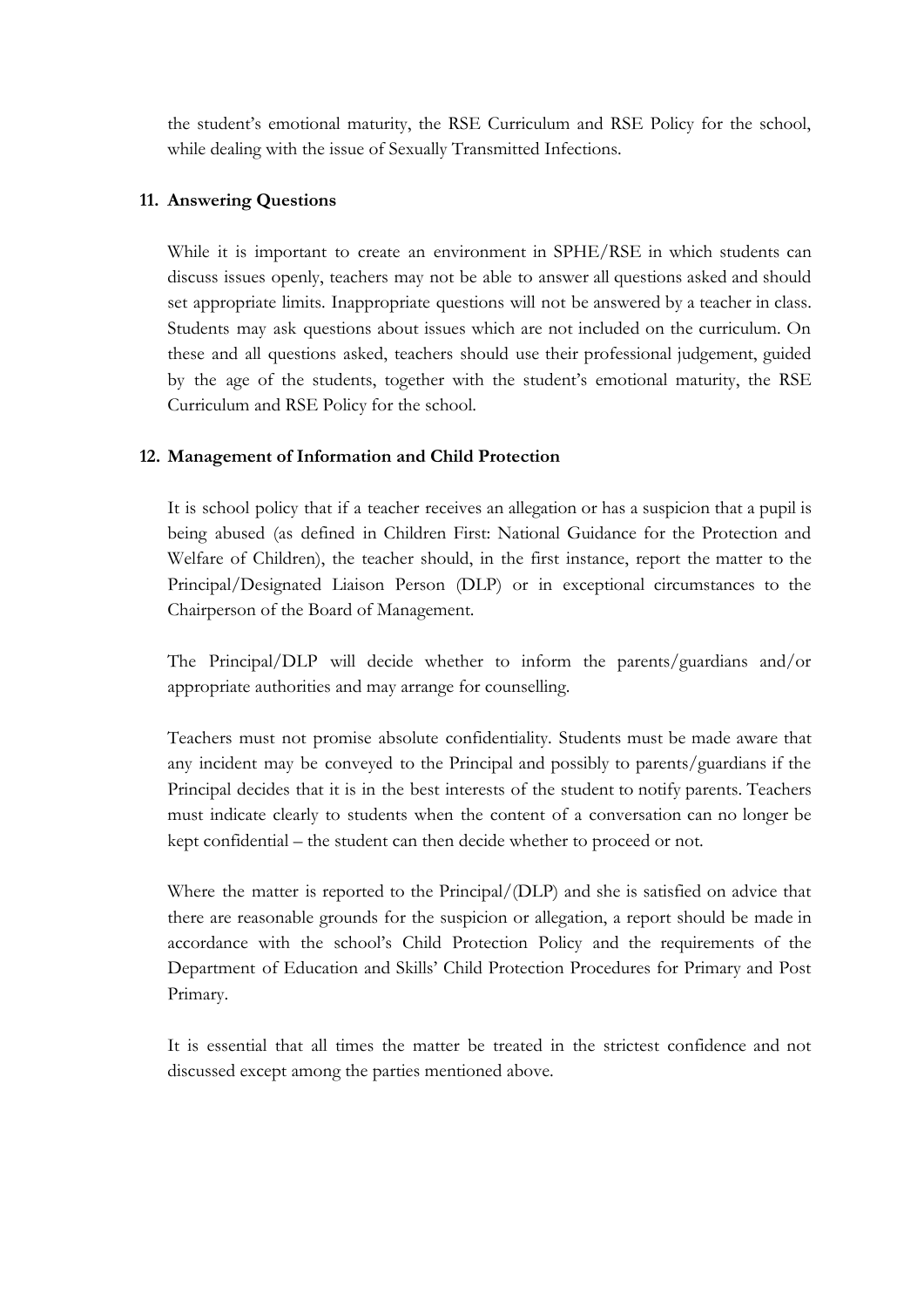the student's emotional maturity, the RSE Curriculum and RSE Policy for the school, while dealing with the issue of Sexually Transmitted Infections.

## 11. Answering Questions

While it is important to create an environment in SPHE/RSE in which students can discuss issues openly, teachers may not be able to answer all questions asked and should set appropriate limits. Inappropriate questions will not be answered by a teacher in class. Students may ask questions about issues which are not included on the curriculum. On these and all questions asked, teachers should use their professional judgement, guided by the age of the students, together with the student's emotional maturity, the RSE Curriculum and RSE Policy for the school.

## 12. Management of Information and Child Protection

It is school policy that if a teacher receives an allegation or has a suspicion that a pupil is being abused (as defined in Children First: National Guidance for the Protection and Welfare of Children), the teacher should, in the first instance, report the matter to the Principal/Designated Liaison Person (DLP) or in exceptional circumstances to the Chairperson of the Board of Management.

The Principal/DLP will decide whether to inform the parents/guardians and/or appropriate authorities and may arrange for counselling.

Teachers must not promise absolute confidentiality. Students must be made aware that any incident may be conveyed to the Principal and possibly to parents/guardians if the Principal decides that it is in the best interests of the student to notify parents. Teachers must indicate clearly to students when the content of a conversation can no longer be kept confidential – the student can then decide whether to proceed or not.

Where the matter is reported to the Principal/(DLP) and she is satisfied on advice that there are reasonable grounds for the suspicion or allegation, a report should be made in accordance with the school's Child Protection Policy and the requirements of the Department of Education and Skills' Child Protection Procedures for Primary and Post Primary.

It is essential that all times the matter be treated in the strictest confidence and not discussed except among the parties mentioned above.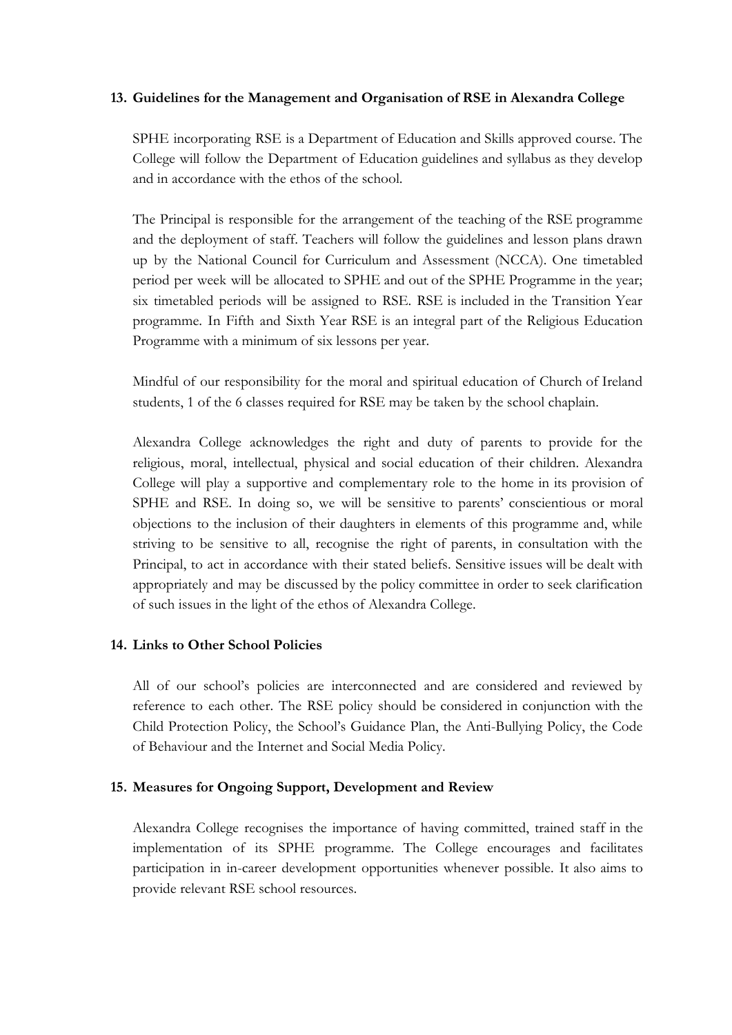## 13. Guidelines for the Management and Organisation of RSE in Alexandra College

SPHE incorporating RSE is a Department of Education and Skills approved course. The College will follow the Department of Education guidelines and syllabus as they develop and in accordance with the ethos of the school.

The Principal is responsible for the arrangement of the teaching of the RSE programme and the deployment of staff. Teachers will follow the guidelines and lesson plans drawn up by the National Council for Curriculum and Assessment (NCCA). One timetabled period per week will be allocated to SPHE and out of the SPHE Programme in the year; six timetabled periods will be assigned to RSE. RSE is included in the Transition Year programme. In Fifth and Sixth Year RSE is an integral part of the Religious Education Programme with a minimum of six lessons per year.

Mindful of our responsibility for the moral and spiritual education of Church of Ireland students, 1 of the 6 classes required for RSE may be taken by the school chaplain.

Alexandra College acknowledges the right and duty of parents to provide for the religious, moral, intellectual, physical and social education of their children. Alexandra College will play a supportive and complementary role to the home in its provision of SPHE and RSE. In doing so, we will be sensitive to parents' conscientious or moral objections to the inclusion of their daughters in elements of this programme and, while striving to be sensitive to all, recognise the right of parents, in consultation with the Principal, to act in accordance with their stated beliefs. Sensitive issues will be dealt with appropriately and may be discussed by the policy committee in order to seek clarification of such issues in the light of the ethos of Alexandra College.

## 14. Links to Other School Policies

All of our school's policies are interconnected and are considered and reviewed by reference to each other. The RSE policy should be considered in conjunction with the Child Protection Policy, the School's Guidance Plan, the Anti-Bullying Policy, the Code of Behaviour and the Internet and Social Media Policy.

## 15. Measures for Ongoing Support, Development and Review

Alexandra College recognises the importance of having committed, trained staff in the implementation of its SPHE programme. The College encourages and facilitates participation in in-career development opportunities whenever possible. It also aims to provide relevant RSE school resources.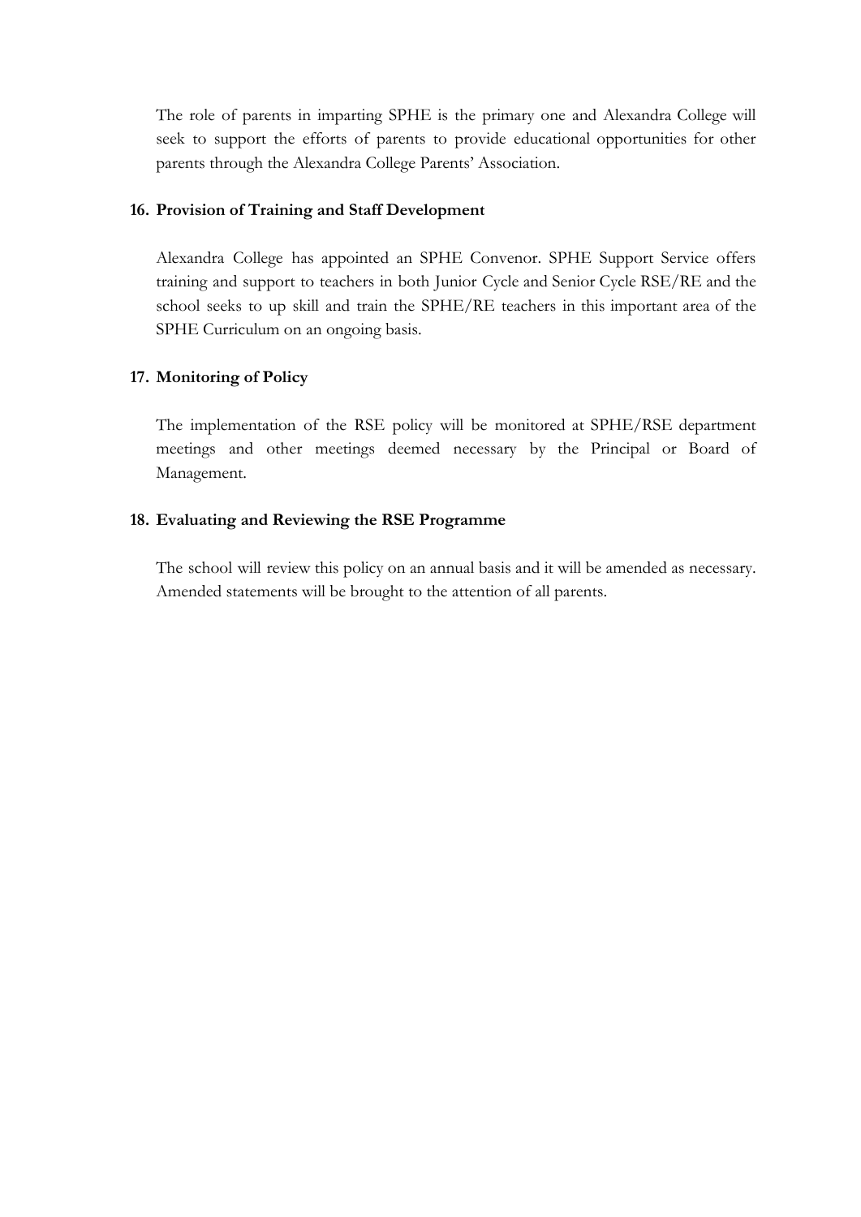The role of parents in imparting SPHE is the primary one and Alexandra College will seek to support the efforts of parents to provide educational opportunities for other parents through the Alexandra College Parents' Association.

**16. Provision of Training and Staff Development**

Alexandra College has appointed an SPHE Convenor. SPHE Support Service offers training and support to teachers in both Junior Cycle and Senior Cycle RSE/RE and the school seeks to up skill and train the SPHE/RE teachers in this important area of the SPHE Curriculum on an ongoing basis.

**17. Monitoring of Policy**

The implementation of the RSE policy will be monitored at SPHE/RSE department meetings and other meetings deemed necessary by the Principal or Board of Management.

**18. Evaluating and Reviewing the RSE Programme**

The school will review this policy on an annual basis and it will be amended as necessary. Amended statements will be brought to the attention of all parents.